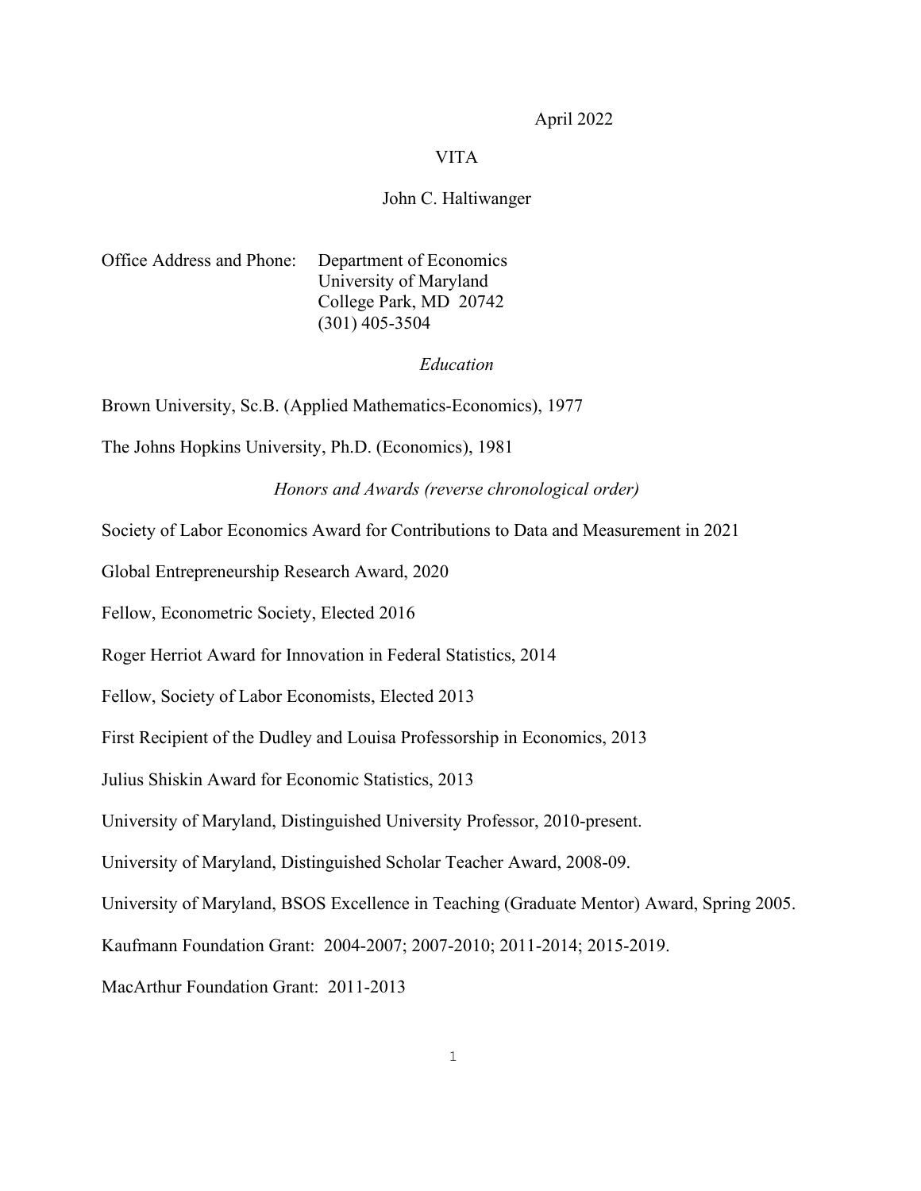April 2022

# VITA

## John C. Haltiwanger

Office Address and Phone: Department of Economics
University of Maryland
College Park, MD 20742
(301) 405-3504

### *Education*

Brown University, Sc.B. (Applied Mathematics-Economics), 1977

The Johns Hopkins University, Ph.D. (Economics), 1981

### *Honors and Awards (reverse chronological order)*

Society of Labor Economics Award for Contributions to Data and Measurement in 2021

Global Entrepreneurship Research Award, 2020

Fellow, Econometric Society, Elected 2016

Roger Herriot Award for Innovation in Federal Statistics, 2014

Fellow, Society of Labor Economists, Elected 2013

First Recipient of the Dudley and Louisa Professorship in Economics, 2013

Julius Shiskin Award for Economic Statistics, 2013

University of Maryland, Distinguished University Professor, 2010-present.

University of Maryland, Distinguished Scholar Teacher Award, 2008-09.

University of Maryland, BSOS Excellence in Teaching (Graduate Mentor) Award, Spring 2005.

Kaufmann Foundation Grant: 2004-2007; 2007-2010; 2011-2014; 2015-2019.

MacArthur Foundation Grant: 2011-2013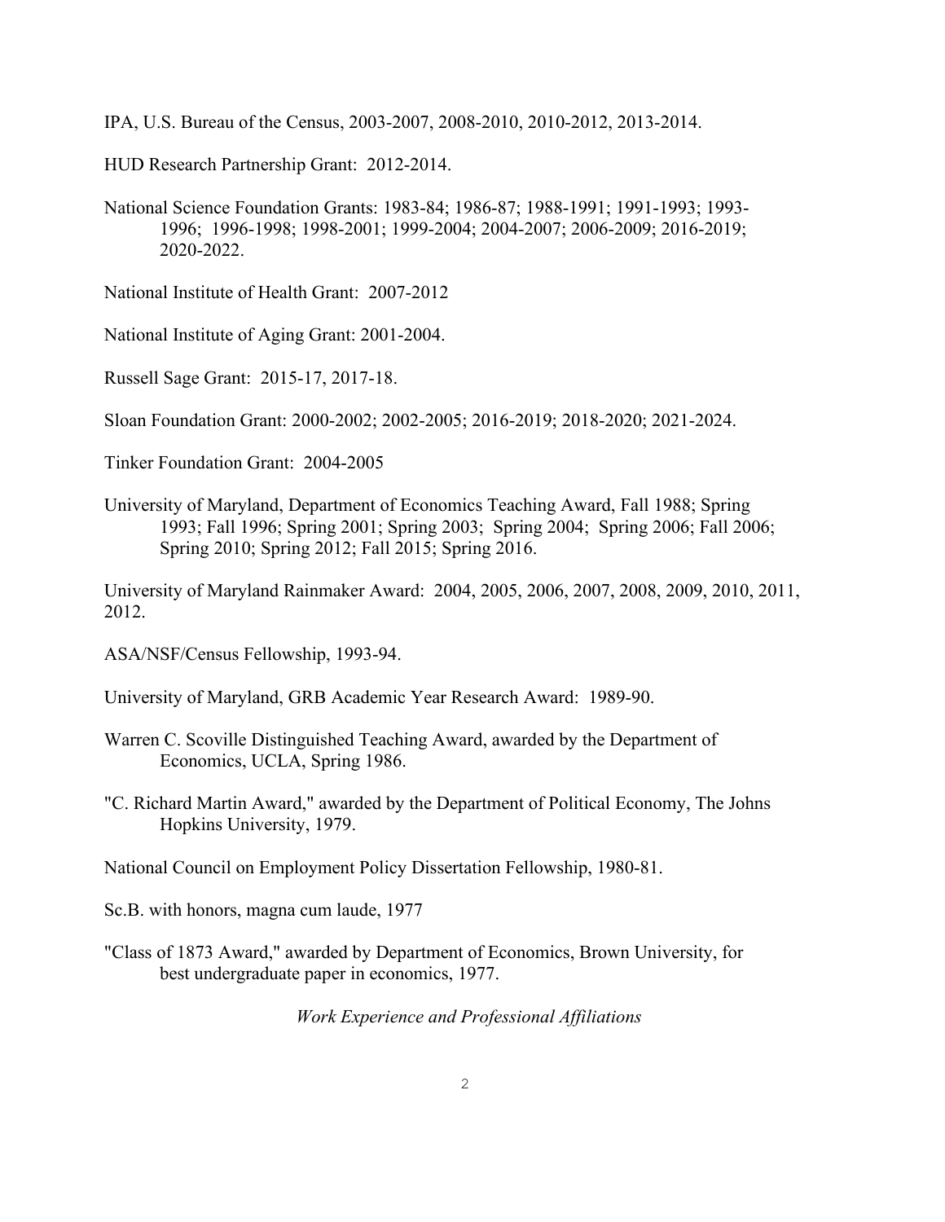IPA, U.S. Bureau of the Census, 2003-2007, 2008-2010, 2010-2012, 2013-2014.

HUD Research Partnership Grant: 2012-2014.

National Science Foundation Grants: 1983-84; 1986-87; 1988-1991; 1991-1993; 1993-1996; 1996-1998; 1998-2001; 1999-2004; 2004-2007; 2006-2009; 2016-2019; 2020-2022.

National Institute of Health Grant: 2007-2012

National Institute of Aging Grant: 2001-2004.

Russell Sage Grant: 2015-17, 2017-18.

Sloan Foundation Grant: 2000-2002; 2002-2005; 2016-2019; 2018-2020; 2021-2024.

Tinker Foundation Grant: 2004-2005

University of Maryland, Department of Economics Teaching Award, Fall 1988; Spring 1993; Fall 1996; Spring 2001; Spring 2003; Spring 2004; Spring 2006; Fall 2006; Spring 2010; Spring 2012; Fall 2015; Spring 2016.

University of Maryland Rainmaker Award: 2004, 2005, 2006, 2007, 2008, 2009, 2010, 2011, 2012.

ASA/NSF/Census Fellowship, 1993-94.

University of Maryland, GRB Academic Year Research Award: 1989-90.

Warren C. Scoville Distinguished Teaching Award, awarded by the Department of Economics, UCLA, Spring 1986.

"C. Richard Martin Award," awarded by the Department of Political Economy, The Johns Hopkins University, 1979.

National Council on Employment Policy Dissertation Fellowship, 1980-81.

Sc.B. with honors, magna cum laude, 1977

"Class of 1873 Award," awarded by Department of Economics, Brown University, for best undergraduate paper in economics, 1977.

## *Work Experience and Professional Affiliations*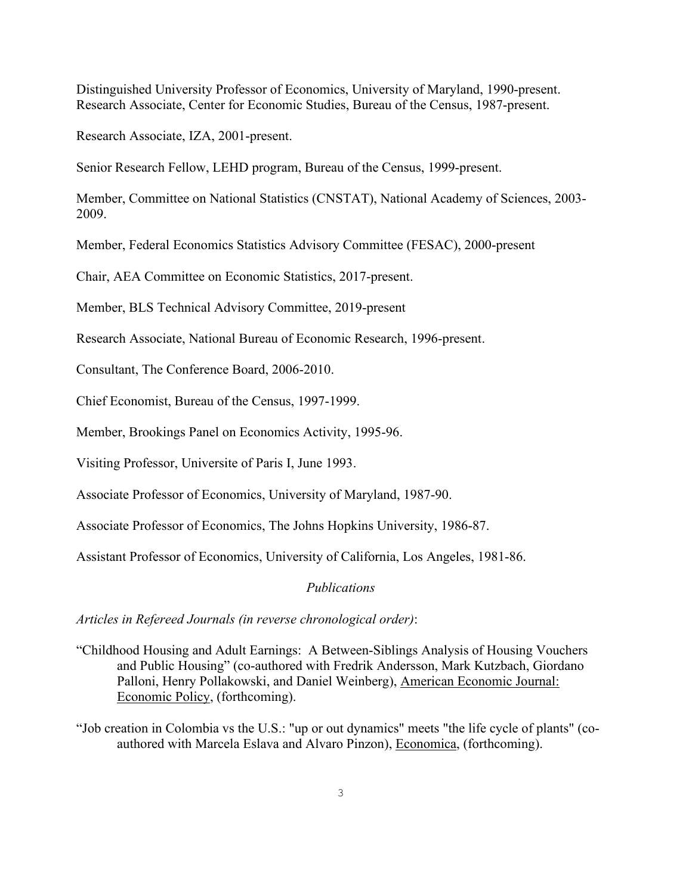Distinguished University Professor of Economics, University of Maryland, 1990-present.
Research Associate, Center for Economic Studies, Bureau of the Census, 1987-present.

Research Associate, IZA, 2001-present.

Senior Research Fellow, LEHD program, Bureau of the Census, 1999-present.

Member, Committee on National Statistics (CNSTAT), National Academy of Sciences, 2003-2009.

Member, Federal Economics Statistics Advisory Committee (FESAC), 2000-present

Chair, AEA Committee on Economic Statistics, 2017-present.

Member, BLS Technical Advisory Committee, 2019-present

Research Associate, National Bureau of Economic Research, 1996-present.

Consultant, The Conference Board, 2006-2010.

Chief Economist, Bureau of the Census, 1997-1999.

Member, Brookings Panel on Economics Activity, 1995-96.

Visiting Professor, Universite of Paris I, June 1993.

Associate Professor of Economics, University of Maryland, 1987-90.

Associate Professor of Economics, The Johns Hopkins University, 1986-87.

Assistant Professor of Economics, University of California, Los Angeles, 1981-86.

## *Publications*

*Articles in Refereed Journals (in reverse chronological order)*:

"Childhood Housing and Adult Earnings: A Between-Siblings Analysis of Housing Vouchers and Public Housing" (co-authored with Fredrik Andersson, Mark Kutzbach, Giordano Palloni, Henry Pollakowski, and Daniel Weinberg), American Economic Journal: Economic Policy, (forthcoming).

"Job creation in Colombia vs the U.S.: "up or out dynamics" meets "the life cycle of plants" (co-authored with Marcela Eslava and Alvaro Pinzon), Economica, (forthcoming).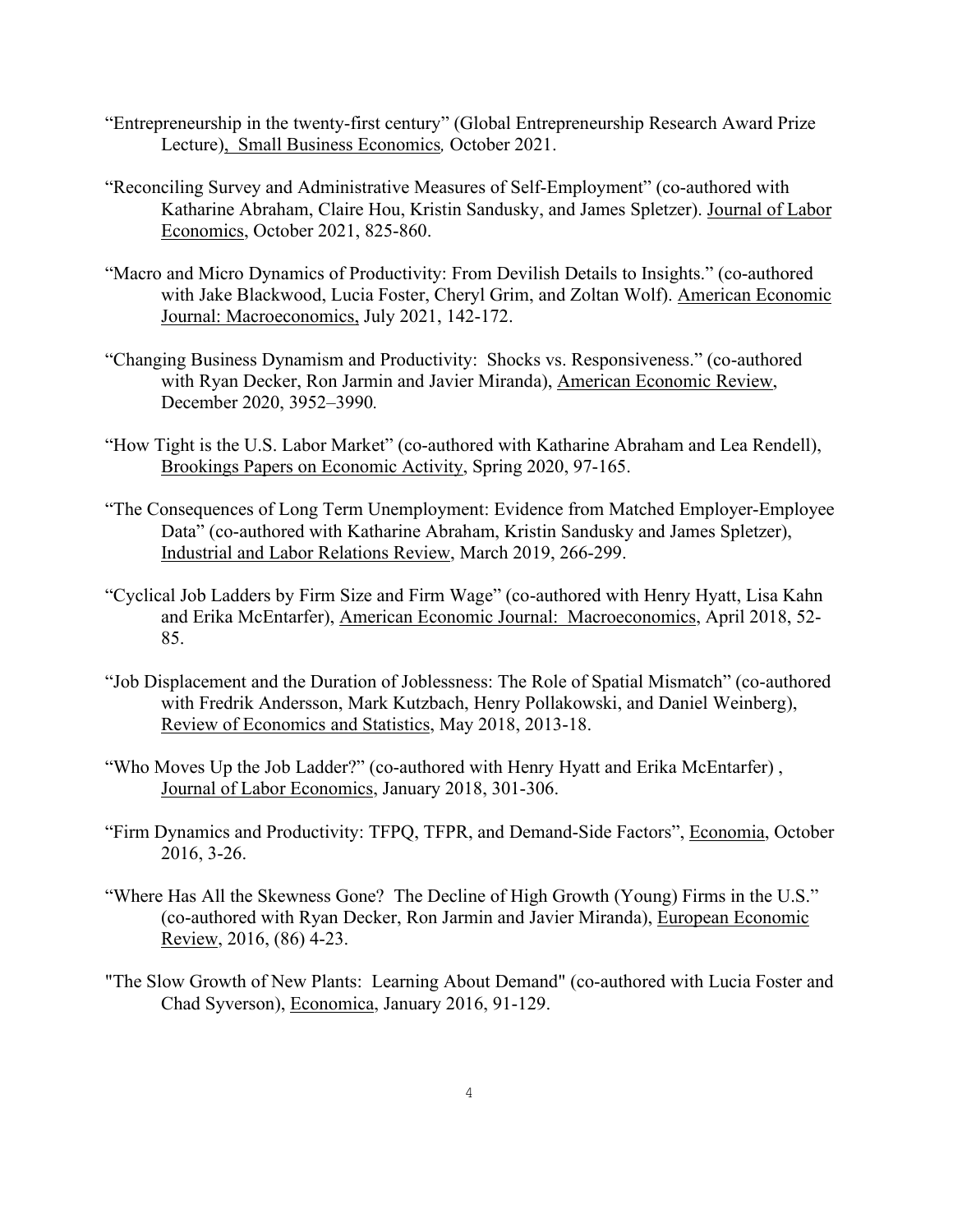"Entrepreneurship in the twenty-first century" (Global Entrepreneurship Research Award Prize Lecture), Small Business Economics, October 2021.

"Reconciling Survey and Administrative Measures of Self-Employment" (co-authored with Katharine Abraham, Claire Hou, Kristin Sandusky, and James Spletzer). Journal of Labor Economics, October 2021, 825-860.

"Macro and Micro Dynamics of Productivity: From Devilish Details to Insights." (co-authored with Jake Blackwood, Lucia Foster, Cheryl Grim, and Zoltan Wolf). American Economic Journal: Macroeconomics, July 2021, 142-172.

"Changing Business Dynamism and Productivity: Shocks vs. Responsiveness." (co-authored with Ryan Decker, Ron Jarmin and Javier Miranda), American Economic Review, December 2020, 3952–3990.

"How Tight is the U.S. Labor Market" (co-authored with Katharine Abraham and Lea Rendell), Brookings Papers on Economic Activity, Spring 2020, 97-165.

"The Consequences of Long Term Unemployment: Evidence from Matched Employer-Employee Data" (co-authored with Katharine Abraham, Kristin Sandusky and James Spletzer), Industrial and Labor Relations Review, March 2019, 266-299.

"Cyclical Job Ladders by Firm Size and Firm Wage" (co-authored with Henry Hyatt, Lisa Kahn and Erika McEntarfer), American Economic Journal: Macroeconomics, April 2018, 52-85.

"Job Displacement and the Duration of Joblessness: The Role of Spatial Mismatch" (co-authored with Fredrik Andersson, Mark Kutzbach, Henry Pollakowski, and Daniel Weinberg), Review of Economics and Statistics, May 2018, 2013-18.

"Who Moves Up the Job Ladder?" (co-authored with Henry Hyatt and Erika McEntarfer) , Journal of Labor Economics, January 2018, 301-306.

"Firm Dynamics and Productivity: TFPQ, TFPR, and Demand-Side Factors", Economia, October 2016, 3-26.

"Where Has All the Skewness Gone? The Decline of High Growth (Young) Firms in the U.S." (co-authored with Ryan Decker, Ron Jarmin and Javier Miranda), European Economic Review, 2016, (86) 4-23.

"The Slow Growth of New Plants: Learning About Demand" (co-authored with Lucia Foster and Chad Syverson), Economica, January 2016, 91-129.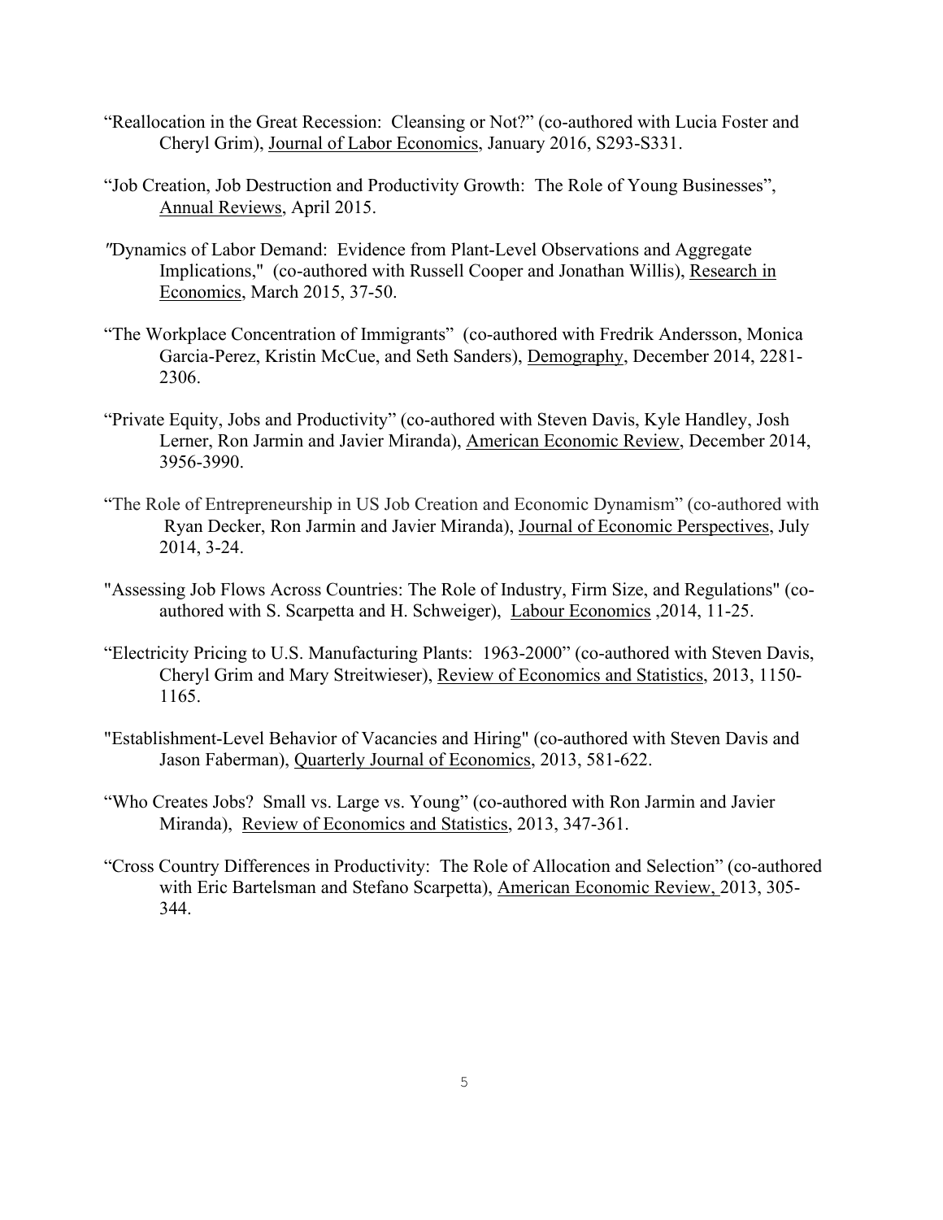"Reallocation in the Great Recession: Cleansing or Not?" (co-authored with Lucia Foster and Cheryl Grim), Journal of Labor Economics, January 2016, S293-S331.

"Job Creation, Job Destruction and Productivity Growth: The Role of Young Businesses", Annual Reviews, April 2015.

"Dynamics of Labor Demand: Evidence from Plant-Level Observations and Aggregate Implications," (co-authored with Russell Cooper and Jonathan Willis), Research in Economics, March 2015, 37-50.

"The Workplace Concentration of Immigrants" (co-authored with Fredrik Andersson, Monica Garcia-Perez, Kristin McCue, and Seth Sanders), Demography, December 2014, 2281-2306.

"Private Equity, Jobs and Productivity" (co-authored with Steven Davis, Kyle Handley, Josh Lerner, Ron Jarmin and Javier Miranda), American Economic Review, December 2014, 3956-3990.

"The Role of Entrepreneurship in US Job Creation and Economic Dynamism" (co-authored with Ryan Decker, Ron Jarmin and Javier Miranda), Journal of Economic Perspectives, July 2014, 3-24.

"Assessing Job Flows Across Countries: The Role of Industry, Firm Size, and Regulations" (co-authored with S. Scarpetta and H. Schweiger), Labour Economics ,2014, 11-25.

"Electricity Pricing to U.S. Manufacturing Plants: 1963-2000" (co-authored with Steven Davis, Cheryl Grim and Mary Streitwieser), Review of Economics and Statistics, 2013, 1150-1165.

"Establishment-Level Behavior of Vacancies and Hiring" (co-authored with Steven Davis and Jason Faberman), Quarterly Journal of Economics, 2013, 581-622.

"Who Creates Jobs? Small vs. Large vs. Young" (co-authored with Ron Jarmin and Javier Miranda), Review of Economics and Statistics, 2013, 347-361.

"Cross Country Differences in Productivity: The Role of Allocation and Selection" (co-authored with Eric Bartelsman and Stefano Scarpetta), American Economic Review, 2013, 305-344.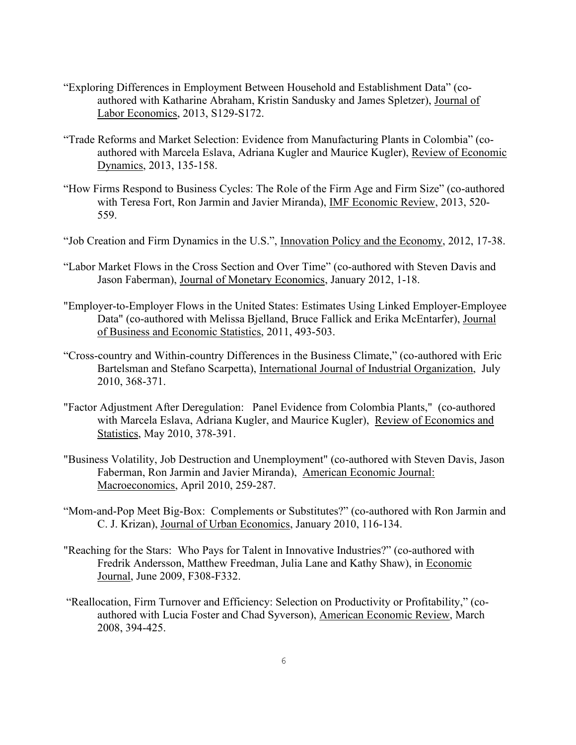"Exploring Differences in Employment Between Household and Establishment Data" (co-authored with Katharine Abraham, Kristin Sandusky and James Spletzer), Journal of Labor Economics, 2013, S129-S172.

"Trade Reforms and Market Selection: Evidence from Manufacturing Plants in Colombia" (co-authored with Marcela Eslava, Adriana Kugler and Maurice Kugler), Review of Economic Dynamics, 2013, 135-158.

"How Firms Respond to Business Cycles: The Role of the Firm Age and Firm Size" (co-authored with Teresa Fort, Ron Jarmin and Javier Miranda), IMF Economic Review, 2013, 520-559.

"Job Creation and Firm Dynamics in the U.S.", Innovation Policy and the Economy, 2012, 17-38.

"Labor Market Flows in the Cross Section and Over Time" (co-authored with Steven Davis and Jason Faberman), Journal of Monetary Economics, January 2012, 1-18.

"Employer-to-Employer Flows in the United States: Estimates Using Linked Employer-Employee Data" (co-authored with Melissa Bjelland, Bruce Fallick and Erika McEntarfer), Journal of Business and Economic Statistics, 2011, 493-503.

"Cross-country and Within-country Differences in the Business Climate," (co-authored with Eric Bartelsman and Stefano Scarpetta), International Journal of Industrial Organization, July 2010, 368-371.

"Factor Adjustment After Deregulation: Panel Evidence from Colombia Plants," (co-authored with Marcela Eslava, Adriana Kugler, and Maurice Kugler), Review of Economics and Statistics, May 2010, 378-391.

"Business Volatility, Job Destruction and Unemployment" (co-authored with Steven Davis, Jason Faberman, Ron Jarmin and Javier Miranda), American Economic Journal: Macroeconomics, April 2010, 259-287.

"Mom-and-Pop Meet Big-Box: Complements or Substitutes?" (co-authored with Ron Jarmin and C. J. Krizan), Journal of Urban Economics, January 2010, 116-134.

"Reaching for the Stars: Who Pays for Talent in Innovative Industries?" (co-authored with Fredrik Andersson, Matthew Freedman, Julia Lane and Kathy Shaw), in Economic Journal, June 2009, F308-F332.

"Reallocation, Firm Turnover and Efficiency: Selection on Productivity or Profitability," (co-authored with Lucia Foster and Chad Syverson), American Economic Review, March 2008, 394-425.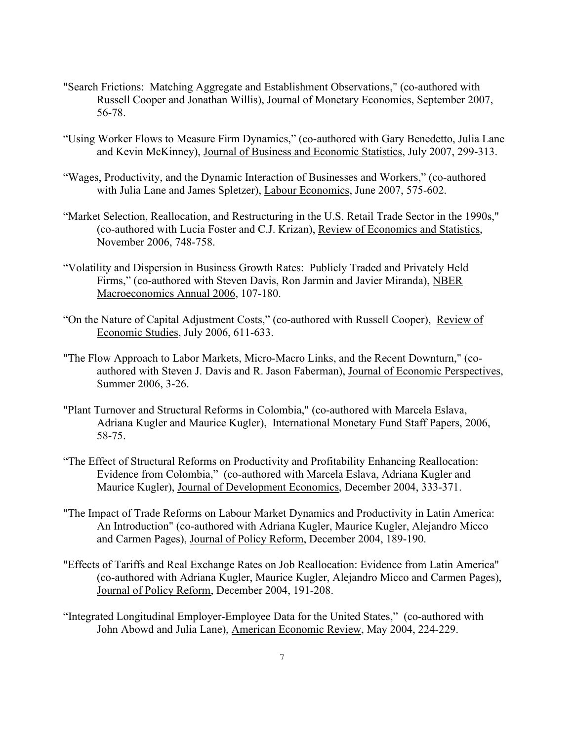"Search Frictions: Matching Aggregate and Establishment Observations," (co-authored with Russell Cooper and Jonathan Willis), Journal of Monetary Economics, September 2007, 56-78.

"Using Worker Flows to Measure Firm Dynamics," (co-authored with Gary Benedetto, Julia Lane and Kevin McKinney), Journal of Business and Economic Statistics, July 2007, 299-313.

"Wages, Productivity, and the Dynamic Interaction of Businesses and Workers," (co-authored with Julia Lane and James Spletzer), Labour Economics, June 2007, 575-602.

"Market Selection, Reallocation, and Restructuring in the U.S. Retail Trade Sector in the 1990s," (co-authored with Lucia Foster and C.J. Krizan), Review of Economics and Statistics, November 2006, 748-758.

"Volatility and Dispersion in Business Growth Rates: Publicly Traded and Privately Held Firms," (co-authored with Steven Davis, Ron Jarmin and Javier Miranda), NBER Macroeconomics Annual 2006, 107-180.

"On the Nature of Capital Adjustment Costs," (co-authored with Russell Cooper), Review of Economic Studies, July 2006, 611-633.

"The Flow Approach to Labor Markets, Micro-Macro Links, and the Recent Downturn," (co-authored with Steven J. Davis and R. Jason Faberman), Journal of Economic Perspectives, Summer 2006, 3-26.

"Plant Turnover and Structural Reforms in Colombia," (co-authored with Marcela Eslava, Adriana Kugler and Maurice Kugler), International Monetary Fund Staff Papers, 2006, 58-75.

"The Effect of Structural Reforms on Productivity and Profitability Enhancing Reallocation: Evidence from Colombia," (co-authored with Marcela Eslava, Adriana Kugler and Maurice Kugler), Journal of Development Economics, December 2004, 333-371.

"The Impact of Trade Reforms on Labour Market Dynamics and Productivity in Latin America: An Introduction" (co-authored with Adriana Kugler, Maurice Kugler, Alejandro Micco and Carmen Pages), Journal of Policy Reform, December 2004, 189-190.

"Effects of Tariffs and Real Exchange Rates on Job Reallocation: Evidence from Latin America" (co-authored with Adriana Kugler, Maurice Kugler, Alejandro Micco and Carmen Pages), Journal of Policy Reform, December 2004, 191-208.

"Integrated Longitudinal Employer-Employee Data for the United States," (co-authored with John Abowd and Julia Lane), American Economic Review, May 2004, 224-229.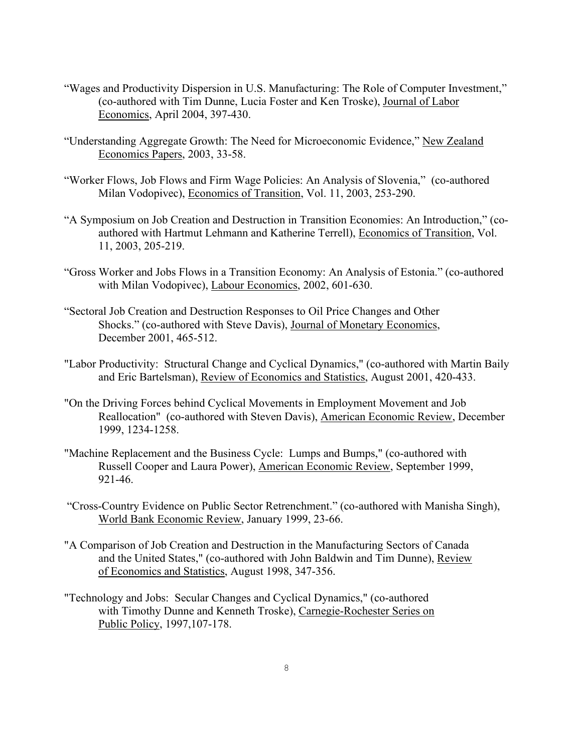"Wages and Productivity Dispersion in U.S. Manufacturing: The Role of Computer Investment," (co-authored with Tim Dunne, Lucia Foster and Ken Troske), Journal of Labor Economics, April 2004, 397-430.

"Understanding Aggregate Growth: The Need for Microeconomic Evidence," New Zealand Economics Papers, 2003, 33-58.

"Worker Flows, Job Flows and Firm Wage Policies: An Analysis of Slovenia," (co-authored Milan Vodopivec), Economics of Transition, Vol. 11, 2003, 253-290.

"A Symposium on Job Creation and Destruction in Transition Economies: An Introduction," (co-authored with Hartmut Lehmann and Katherine Terrell), Economics of Transition, Vol. 11, 2003, 205-219.

"Gross Worker and Jobs Flows in a Transition Economy: An Analysis of Estonia." (co-authored with Milan Vodopivec), Labour Economics, 2002, 601-630.

"Sectoral Job Creation and Destruction Responses to Oil Price Changes and Other Shocks." (co-authored with Steve Davis), Journal of Monetary Economics, December 2001, 465-512.

"Labor Productivity: Structural Change and Cyclical Dynamics," (co-authored with Martin Baily and Eric Bartelsman), Review of Economics and Statistics, August 2001, 420-433.

"On the Driving Forces behind Cyclical Movements in Employment Movement and Job Reallocation" (co-authored with Steven Davis), American Economic Review, December 1999, 1234-1258.

"Machine Replacement and the Business Cycle: Lumps and Bumps," (co-authored with Russell Cooper and Laura Power), American Economic Review, September 1999, 921-46.

"Cross-Country Evidence on Public Sector Retrenchment." (co-authored with Manisha Singh), World Bank Economic Review, January 1999, 23-66.

"A Comparison of Job Creation and Destruction in the Manufacturing Sectors of Canada and the United States," (co-authored with John Baldwin and Tim Dunne), Review of Economics and Statistics, August 1998, 347-356.

"Technology and Jobs: Secular Changes and Cyclical Dynamics," (co-authored with Timothy Dunne and Kenneth Troske), Carnegie-Rochester Series on Public Policy, 1997,107-178.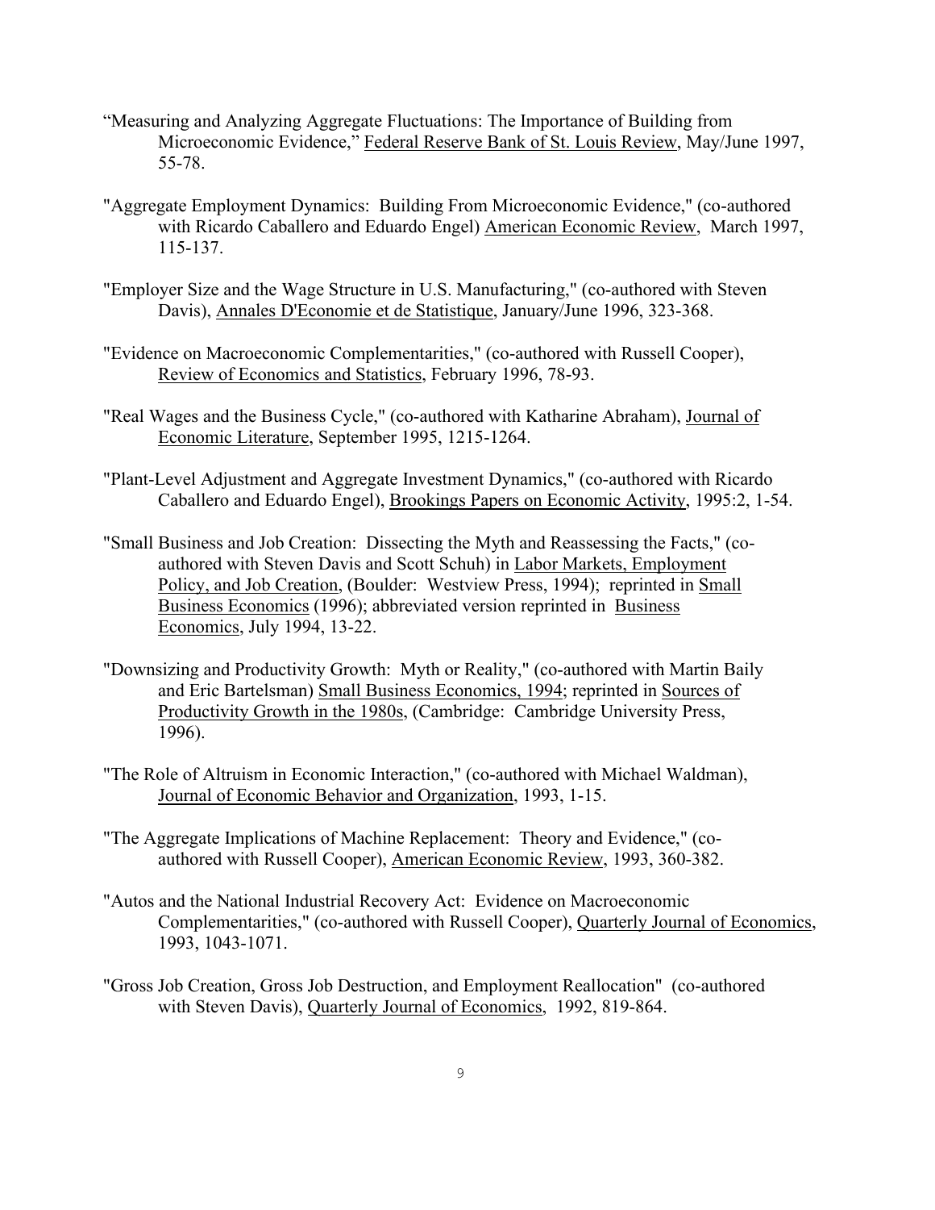"Measuring and Analyzing Aggregate Fluctuations: The Importance of Building from Microeconomic Evidence," Federal Reserve Bank of St. Louis Review, May/June 1997, 55-78.

"Aggregate Employment Dynamics: Building From Microeconomic Evidence," (co-authored with Ricardo Caballero and Eduardo Engel) American Economic Review, March 1997, 115-137.

"Employer Size and the Wage Structure in U.S. Manufacturing," (co-authored with Steven Davis), Annales D'Economie et de Statistique, January/June 1996, 323-368.

"Evidence on Macroeconomic Complementarities," (co-authored with Russell Cooper), Review of Economics and Statistics, February 1996, 78-93.

"Real Wages and the Business Cycle," (co-authored with Katharine Abraham), Journal of Economic Literature, September 1995, 1215-1264.

"Plant-Level Adjustment and Aggregate Investment Dynamics," (co-authored with Ricardo Caballero and Eduardo Engel), Brookings Papers on Economic Activity, 1995:2, 1-54.

"Small Business and Job Creation: Dissecting the Myth and Reassessing the Facts," (co-authored with Steven Davis and Scott Schuh) in Labor Markets, Employment Policy, and Job Creation, (Boulder: Westview Press, 1994); reprinted in Small Business Economics (1996); abbreviated version reprinted in Business Economics, July 1994, 13-22.

"Downsizing and Productivity Growth: Myth or Reality," (co-authored with Martin Baily and Eric Bartelsman) Small Business Economics, 1994; reprinted in Sources of Productivity Growth in the 1980s, (Cambridge: Cambridge University Press, 1996).

"The Role of Altruism in Economic Interaction," (co-authored with Michael Waldman), Journal of Economic Behavior and Organization, 1993, 1-15.

"The Aggregate Implications of Machine Replacement: Theory and Evidence," (co-authored with Russell Cooper), American Economic Review, 1993, 360-382.

"Autos and the National Industrial Recovery Act: Evidence on Macroeconomic Complementarities," (co-authored with Russell Cooper), Quarterly Journal of Economics, 1993, 1043-1071.

"Gross Job Creation, Gross Job Destruction, and Employment Reallocation" (co-authored with Steven Davis), Quarterly Journal of Economics, 1992, 819-864.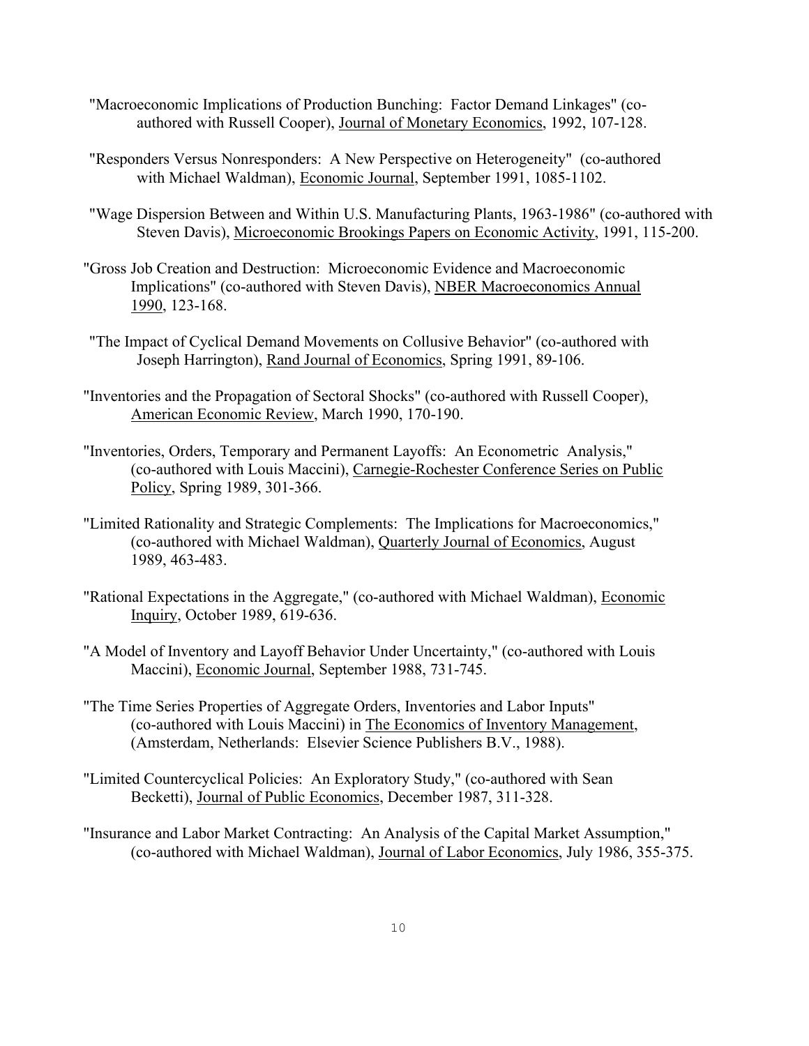"Macroeconomic Implications of Production Bunching: Factor Demand Linkages" (co-authored with Russell Cooper), Journal of Monetary Economics, 1992, 107-128.

"Responders Versus Nonresponders: A New Perspective on Heterogeneity" (co-authored with Michael Waldman), Economic Journal, September 1991, 1085-1102.

"Wage Dispersion Between and Within U.S. Manufacturing Plants, 1963-1986" (co-authored with Steven Davis), Microeconomic Brookings Papers on Economic Activity, 1991, 115-200.

"Gross Job Creation and Destruction: Microeconomic Evidence and Macroeconomic Implications" (co-authored with Steven Davis), NBER Macroeconomics Annual 1990, 123-168.

"The Impact of Cyclical Demand Movements on Collusive Behavior" (co-authored with Joseph Harrington), Rand Journal of Economics, Spring 1991, 89-106.

"Inventories and the Propagation of Sectoral Shocks" (co-authored with Russell Cooper), American Economic Review, March 1990, 170-190.

"Inventories, Orders, Temporary and Permanent Layoffs: An Econometric Analysis," (co-authored with Louis Maccini), Carnegie-Rochester Conference Series on Public Policy, Spring 1989, 301-366.

"Limited Rationality and Strategic Complements: The Implications for Macroeconomics," (co-authored with Michael Waldman), Quarterly Journal of Economics, August 1989, 463-483.

"Rational Expectations in the Aggregate," (co-authored with Michael Waldman), Economic Inquiry, October 1989, 619-636.

"A Model of Inventory and Layoff Behavior Under Uncertainty," (co-authored with Louis Maccini), Economic Journal, September 1988, 731-745.

"The Time Series Properties of Aggregate Orders, Inventories and Labor Inputs" (co-authored with Louis Maccini) in The Economics of Inventory Management, (Amsterdam, Netherlands: Elsevier Science Publishers B.V., 1988).

"Limited Countercyclical Policies: An Exploratory Study," (co-authored with Sean Becketti), Journal of Public Economics, December 1987, 311-328.

"Insurance and Labor Market Contracting: An Analysis of the Capital Market Assumption," (co-authored with Michael Waldman), Journal of Labor Economics, July 1986, 355-375.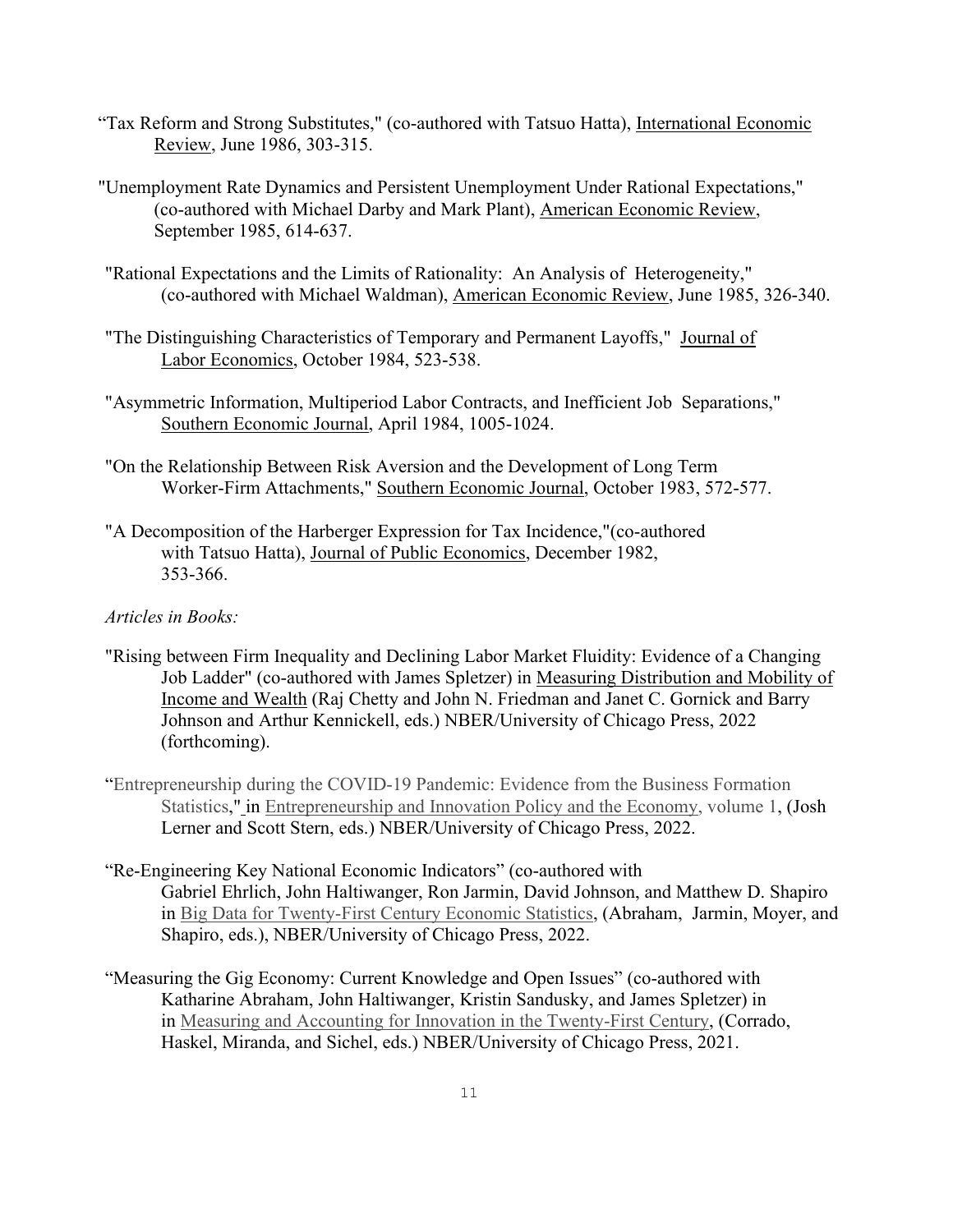"Tax Reform and Strong Substitutes," (co-authored with Tatsuo Hatta), International Economic Review, June 1986, 303-315.

"Unemployment Rate Dynamics and Persistent Unemployment Under Rational Expectations," (co-authored with Michael Darby and Mark Plant), American Economic Review, September 1985, 614-637.

"Rational Expectations and the Limits of Rationality: An Analysis of Heterogeneity," (co-authored with Michael Waldman), American Economic Review, June 1985, 326-340.

"The Distinguishing Characteristics of Temporary and Permanent Layoffs," Journal of Labor Economics, October 1984, 523-538.

"Asymmetric Information, Multiperiod Labor Contracts, and Inefficient Job Separations," Southern Economic Journal, April 1984, 1005-1024.

"On the Relationship Between Risk Aversion and the Development of Long Term Worker-Firm Attachments," Southern Economic Journal, October 1983, 572-577.

"A Decomposition of the Harberger Expression for Tax Incidence,"(co-authored with Tatsuo Hatta), Journal of Public Economics, December 1982, 353-366.

*Articles in Books:*

"Rising between Firm Inequality and Declining Labor Market Fluidity: Evidence of a Changing Job Ladder" (co-authored with James Spletzer) in Measuring Distribution and Mobility of Income and Wealth (Raj Chetty and John N. Friedman and Janet C. Gornick and Barry Johnson and Arthur Kennickell, eds.) NBER/University of Chicago Press, 2022 (forthcoming).

"Entrepreneurship during the COVID-19 Pandemic: Evidence from the Business Formation Statistics," in Entrepreneurship and Innovation Policy and the Economy, volume 1, (Josh Lerner and Scott Stern, eds.) NBER/University of Chicago Press, 2022.

"Re-Engineering Key National Economic Indicators" (co-authored with Gabriel Ehrlich, John Haltiwanger, Ron Jarmin, David Johnson, and Matthew D. Shapiro in Big Data for Twenty-First Century Economic Statistics, (Abraham, Jarmin, Moyer, and Shapiro, eds.), NBER/University of Chicago Press, 2022.

"Measuring the Gig Economy: Current Knowledge and Open Issues" (co-authored with Katharine Abraham, John Haltiwanger, Kristin Sandusky, and James Spletzer) in in Measuring and Accounting for Innovation in the Twenty-First Century, (Corrado, Haskel, Miranda, and Sichel, eds.) NBER/University of Chicago Press, 2021.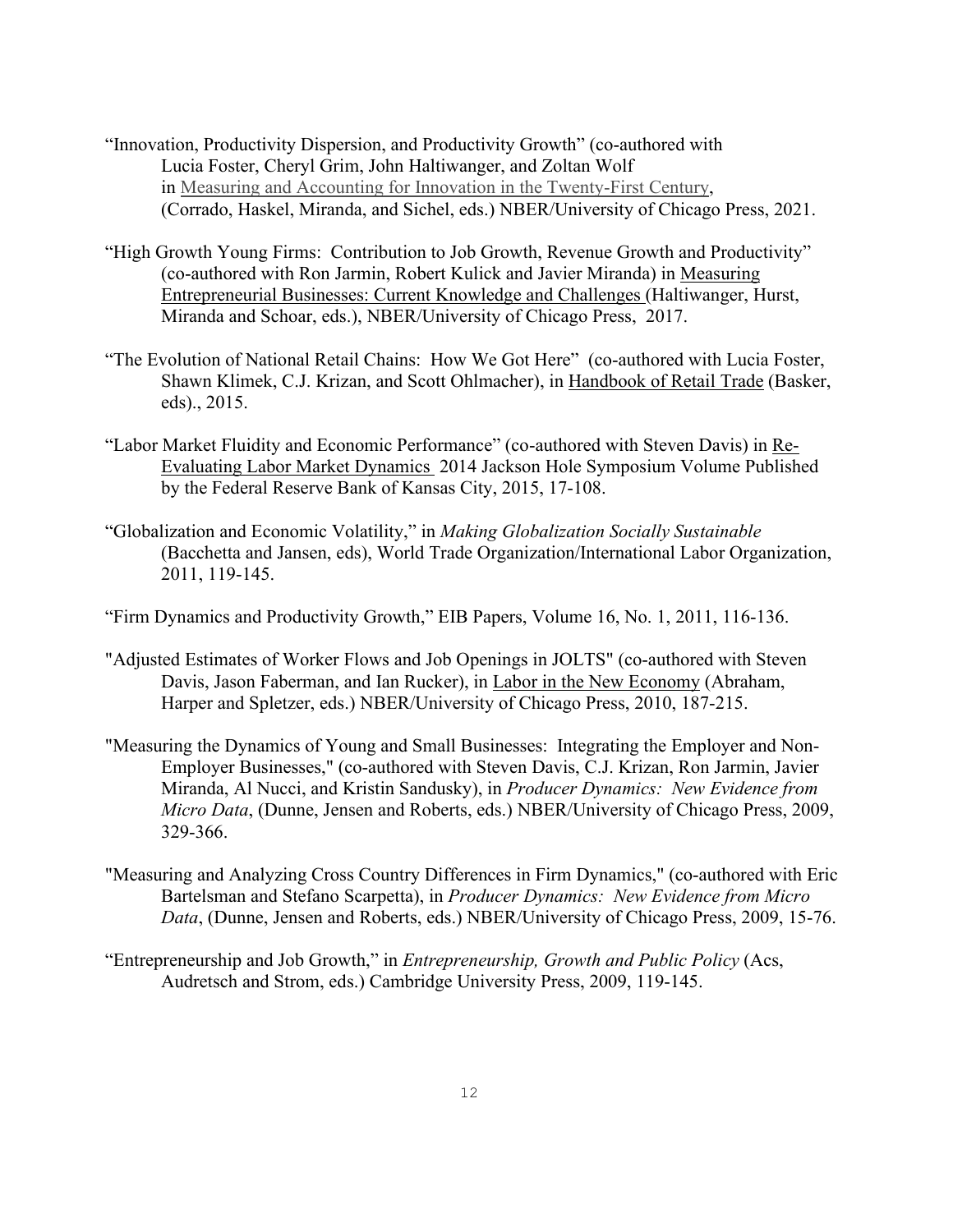"Innovation, Productivity Dispersion, and Productivity Growth" (co-authored with Lucia Foster, Cheryl Grim, John Haltiwanger, and Zoltan Wolf in Measuring and Accounting for Innovation in the Twenty-First Century, (Corrado, Haskel, Miranda, and Sichel, eds.) NBER/University of Chicago Press, 2021.

"High Growth Young Firms: Contribution to Job Growth, Revenue Growth and Productivity" (co-authored with Ron Jarmin, Robert Kulick and Javier Miranda) in Measuring Entrepreneurial Businesses: Current Knowledge and Challenges (Haltiwanger, Hurst, Miranda and Schoar, eds.), NBER/University of Chicago Press, 2017.

"The Evolution of National Retail Chains: How We Got Here" (co-authored with Lucia Foster, Shawn Klimek, C.J. Krizan, and Scott Ohlmacher), in Handbook of Retail Trade (Basker, eds)., 2015.

"Labor Market Fluidity and Economic Performance" (co-authored with Steven Davis) in Re-Evaluating Labor Market Dynamics 2014 Jackson Hole Symposium Volume Published by the Federal Reserve Bank of Kansas City, 2015, 17-108.

"Globalization and Economic Volatility," in *Making Globalization Socially Sustainable* (Bacchetta and Jansen, eds), World Trade Organization/International Labor Organization, 2011, 119-145.

"Firm Dynamics and Productivity Growth," EIB Papers, Volume 16, No. 1, 2011, 116-136.

"Adjusted Estimates of Worker Flows and Job Openings in JOLTS" (co-authored with Steven Davis, Jason Faberman, and Ian Rucker), in Labor in the New Economy (Abraham, Harper and Spletzer, eds.) NBER/University of Chicago Press, 2010, 187-215.

"Measuring the Dynamics of Young and Small Businesses: Integrating the Employer and Non-Employer Businesses," (co-authored with Steven Davis, C.J. Krizan, Ron Jarmin, Javier Miranda, Al Nucci, and Kristin Sandusky), in *Producer Dynamics: New Evidence from Micro Data*, (Dunne, Jensen and Roberts, eds.) NBER/University of Chicago Press, 2009, 329-366.

"Measuring and Analyzing Cross Country Differences in Firm Dynamics," (co-authored with Eric Bartelsman and Stefano Scarpetta), in *Producer Dynamics: New Evidence from Micro Data*, (Dunne, Jensen and Roberts, eds.) NBER/University of Chicago Press, 2009, 15-76.

"Entrepreneurship and Job Growth," in *Entrepreneurship, Growth and Public Policy* (Acs, Audretsch and Strom, eds.) Cambridge University Press, 2009, 119-145.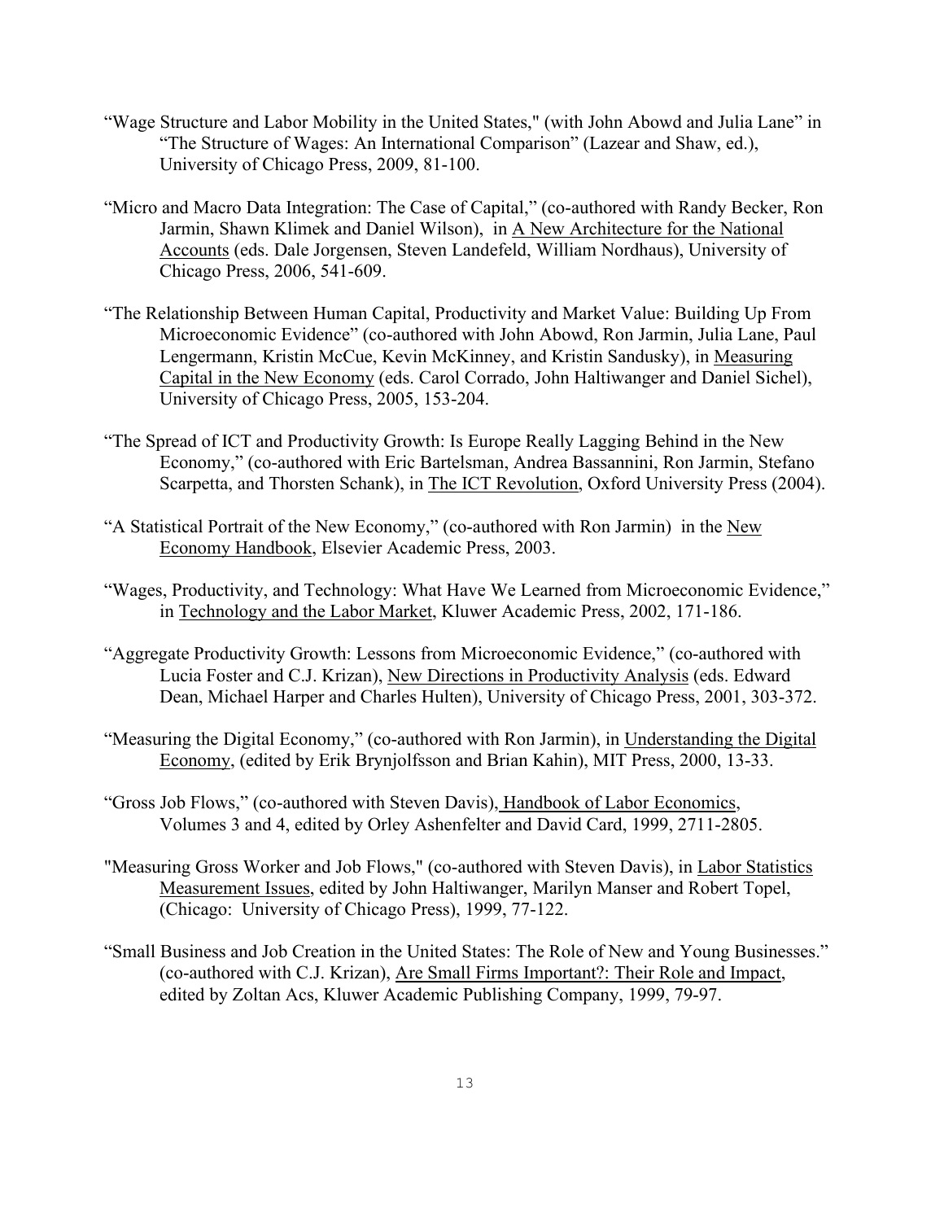"Wage Structure and Labor Mobility in the United States," (with John Abowd and Julia Lane" in "The Structure of Wages: An International Comparison" (Lazear and Shaw, ed.), University of Chicago Press, 2009, 81-100.

"Micro and Macro Data Integration: The Case of Capital," (co-authored with Randy Becker, Ron Jarmin, Shawn Klimek and Daniel Wilson), in <u>A New Architecture for the National Accounts</u> (eds. Dale Jorgensen, Steven Landefeld, William Nordhaus), University of Chicago Press, 2006, 541-609.

"The Relationship Between Human Capital, Productivity and Market Value: Building Up From Microeconomic Evidence" (co-authored with John Abowd, Ron Jarmin, Julia Lane, Paul Lengermann, Kristin McCue, Kevin McKinney, and Kristin Sandusky), in <u>Measuring Capital in the New Economy</u> (eds. Carol Corrado, John Haltiwanger and Daniel Sichel), University of Chicago Press, 2005, 153-204.

"The Spread of ICT and Productivity Growth: Is Europe Really Lagging Behind in the New Economy," (co-authored with Eric Bartelsman, Andrea Bassannini, Ron Jarmin, Stefano Scarpetta, and Thorsten Schank), in <u>The ICT Revolution</u>, Oxford University Press (2004).

"A Statistical Portrait of the New Economy," (co-authored with Ron Jarmin) in the <u>New Economy Handbook</u>, Elsevier Academic Press, 2003.

"Wages, Productivity, and Technology: What Have We Learned from Microeconomic Evidence," in <u>Technology and the Labor Market</u>, Kluwer Academic Press, 2002, 171-186.

"Aggregate Productivity Growth: Lessons from Microeconomic Evidence," (co-authored with Lucia Foster and C.J. Krizan), <u>New Directions in Productivity Analysis</u> (eds. Edward Dean, Michael Harper and Charles Hulten), University of Chicago Press, 2001, 303-372.

"Measuring the Digital Economy," (co-authored with Ron Jarmin), in <u>Understanding the Digital Economy</u>, (edited by Erik Brynjolfsson and Brian Kahin), MIT Press, 2000, 13-33.

"Gross Job Flows," (co-authored with Steven Davis), <u>Handbook of Labor Economics</u>, Volumes 3 and 4, edited by Orley Ashenfelter and David Card, 1999, 2711-2805.

"Measuring Gross Worker and Job Flows," (co-authored with Steven Davis), in <u>Labor Statistics Measurement Issues</u>, edited by John Haltiwanger, Marilyn Manser and Robert Topel, (Chicago: University of Chicago Press), 1999, 77-122.

"Small Business and Job Creation in the United States: The Role of New and Young Businesses." (co-authored with C.J. Krizan), <u>Are Small Firms Important?: Their Role and Impact</u>, edited by Zoltan Acs, Kluwer Academic Publishing Company, 1999, 79-97.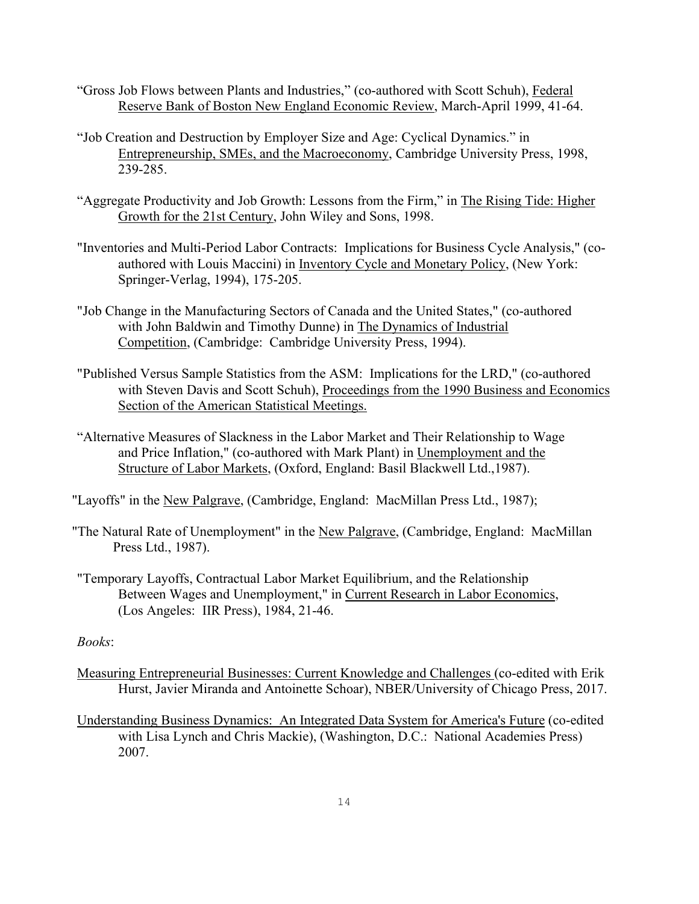"Gross Job Flows between Plants and Industries," (co-authored with Scott Schuh), Federal Reserve Bank of Boston New England Economic Review, March-April 1999, 41-64.

"Job Creation and Destruction by Employer Size and Age: Cyclical Dynamics." in Entrepreneurship, SMEs, and the Macroeconomy, Cambridge University Press, 1998, 239-285.

"Aggregate Productivity and Job Growth: Lessons from the Firm," in The Rising Tide: Higher Growth for the 21st Century, John Wiley and Sons, 1998.

"Inventories and Multi-Period Labor Contracts: Implications for Business Cycle Analysis," (co-authored with Louis Maccini) in Inventory Cycle and Monetary Policy, (New York: Springer-Verlag, 1994), 175-205.

"Job Change in the Manufacturing Sectors of Canada and the United States," (co-authored with John Baldwin and Timothy Dunne) in The Dynamics of Industrial Competition, (Cambridge: Cambridge University Press, 1994).

"Published Versus Sample Statistics from the ASM: Implications for the LRD," (co-authored with Steven Davis and Scott Schuh), Proceedings from the 1990 Business and Economics Section of the American Statistical Meetings.

"Alternative Measures of Slackness in the Labor Market and Their Relationship to Wage and Price Inflation," (co-authored with Mark Plant) in Unemployment and the Structure of Labor Markets, (Oxford, England: Basil Blackwell Ltd.,1987).

"Layoffs" in the New Palgrave, (Cambridge, England: MacMillan Press Ltd., 1987);

"The Natural Rate of Unemployment" in the New Palgrave, (Cambridge, England: MacMillan Press Ltd., 1987).

"Temporary Layoffs, Contractual Labor Market Equilibrium, and the Relationship Between Wages and Unemployment," in Current Research in Labor Economics, (Los Angeles: IIR Press), 1984, 21-46.

*Books*:

Measuring Entrepreneurial Businesses: Current Knowledge and Challenges (co-edited with Erik Hurst, Javier Miranda and Antoinette Schoar), NBER/University of Chicago Press, 2017.

Understanding Business Dynamics: An Integrated Data System for America's Future (co-edited with Lisa Lynch and Chris Mackie), (Washington, D.C.: National Academies Press) 2007.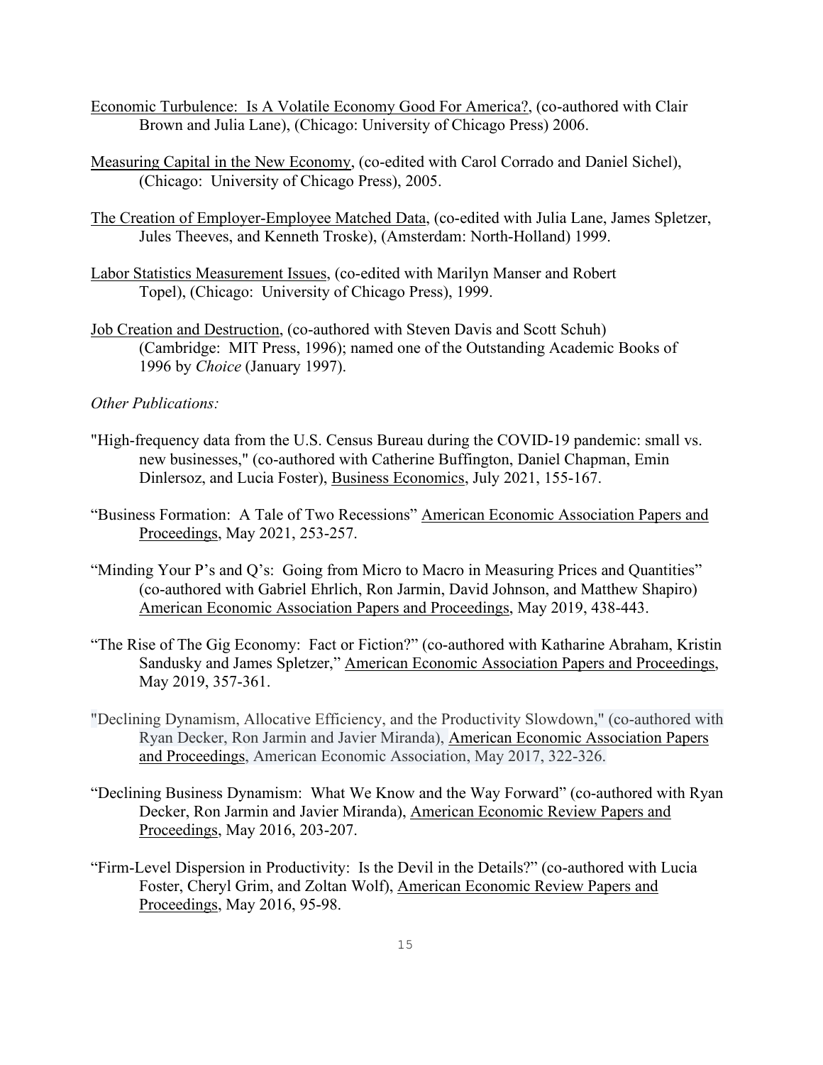<u>Economic Turbulence: Is A Volatile Economy Good For America?</u>, (co-authored with Clair Brown and Julia Lane), (Chicago: University of Chicago Press) 2006.

<u>Measuring Capital in the New Economy</u>, (co-edited with Carol Corrado and Daniel Sichel), (Chicago: University of Chicago Press), 2005.

<u>The Creation of Employer-Employee Matched Data</u>, (co-edited with Julia Lane, James Spletzer, Jules Theeves, and Kenneth Troske), (Amsterdam: North-Holland) 1999.

<u>Labor Statistics Measurement Issues</u>, (co-edited with Marilyn Manser and Robert Topel), (Chicago: University of Chicago Press), 1999.

<u>Job Creation and Destruction</u>, (co-authored with Steven Davis and Scott Schuh) (Cambridge: MIT Press, 1996); named one of the Outstanding Academic Books of 1996 by *Choice* (January 1997).

*Other Publications:*

"High-frequency data from the U.S. Census Bureau during the COVID-19 pandemic: small vs. new businesses," (co-authored with Catherine Buffington, Daniel Chapman, Emin Dinlersoz, and Lucia Foster), <u>Business Economics</u>, July 2021, 155-167.

"Business Formation: A Tale of Two Recessions" <u>American Economic Association Papers and Proceedings</u>, May 2021, 253-257.

"Minding Your P's and Q's: Going from Micro to Macro in Measuring Prices and Quantities" (co-authored with Gabriel Ehrlich, Ron Jarmin, David Johnson, and Matthew Shapiro) <u>American Economic Association Papers and Proceedings</u>, May 2019, 438-443.

"The Rise of The Gig Economy: Fact or Fiction?" (co-authored with Katharine Abraham, Kristin Sandusky and James Spletzer," <u>American Economic Association Papers and Proceedings</u>, May 2019, 357-361.

"Declining Dynamism, Allocative Efficiency, and the Productivity Slowdown," (co-authored with Ryan Decker, Ron Jarmin and Javier Miranda), <u>American Economic Association Papers and Proceedings</u>, American Economic Association, May 2017, 322-326.

"Declining Business Dynamism: What We Know and the Way Forward" (co-authored with Ryan Decker, Ron Jarmin and Javier Miranda), <u>American Economic Review Papers and Proceedings</u>, May 2016, 203-207.

"Firm-Level Dispersion in Productivity: Is the Devil in the Details?" (co-authored with Lucia Foster, Cheryl Grim, and Zoltan Wolf), <u>American Economic Review Papers and Proceedings</u>, May 2016, 95-98.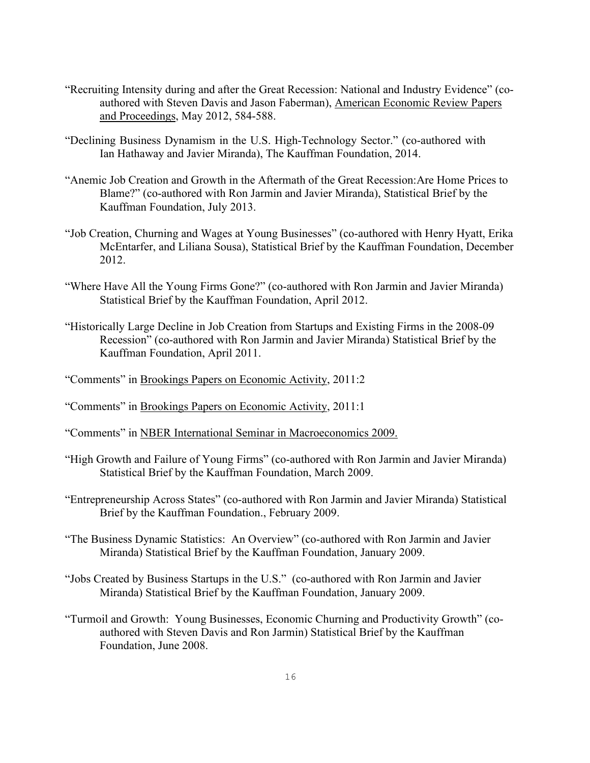"Recruiting Intensity during and after the Great Recession: National and Industry Evidence" (co-authored with Steven Davis and Jason Faberman), American Economic Review Papers and Proceedings, May 2012, 584-588.

"Declining Business Dynamism in the U.S. High-Technology Sector." (co-authored with Ian Hathaway and Javier Miranda), The Kauffman Foundation, 2014.

"Anemic Job Creation and Growth in the Aftermath of the Great Recession:Are Home Prices to Blame?" (co-authored with Ron Jarmin and Javier Miranda), Statistical Brief by the Kauffman Foundation, July 2013.

"Job Creation, Churning and Wages at Young Businesses" (co-authored with Henry Hyatt, Erika McEntarfer, and Liliana Sousa), Statistical Brief by the Kauffman Foundation, December 2012.

"Where Have All the Young Firms Gone?" (co-authored with Ron Jarmin and Javier Miranda) Statistical Brief by the Kauffman Foundation, April 2012.

"Historically Large Decline in Job Creation from Startups and Existing Firms in the 2008-09 Recession" (co-authored with Ron Jarmin and Javier Miranda) Statistical Brief by the Kauffman Foundation, April 2011.

"Comments" in Brookings Papers on Economic Activity, 2011:2

"Comments" in Brookings Papers on Economic Activity, 2011:1

"Comments" in NBER International Seminar in Macroeconomics 2009.

"High Growth and Failure of Young Firms" (co-authored with Ron Jarmin and Javier Miranda) Statistical Brief by the Kauffman Foundation, March 2009.

"Entrepreneurship Across States" (co-authored with Ron Jarmin and Javier Miranda) Statistical Brief by the Kauffman Foundation., February 2009.

"The Business Dynamic Statistics: An Overview" (co-authored with Ron Jarmin and Javier Miranda) Statistical Brief by the Kauffman Foundation, January 2009.

"Jobs Created by Business Startups in the U.S." (co-authored with Ron Jarmin and Javier Miranda) Statistical Brief by the Kauffman Foundation, January 2009.

"Turmoil and Growth: Young Businesses, Economic Churning and Productivity Growth" (co-authored with Steven Davis and Ron Jarmin) Statistical Brief by the Kauffman Foundation, June 2008.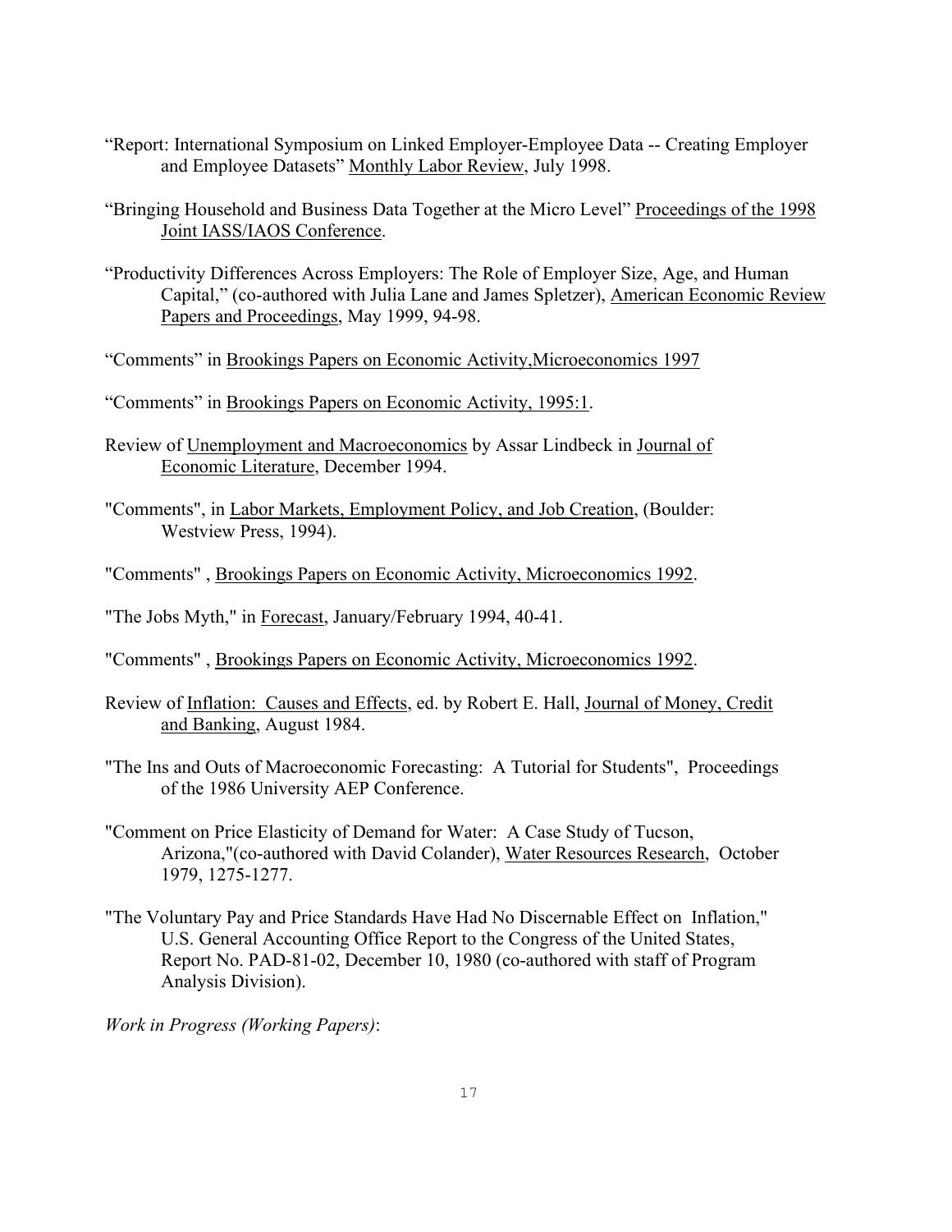"Report: International Symposium on Linked Employer-Employee Data -- Creating Employer and Employee Datasets" Monthly Labor Review, July 1998.

"Bringing Household and Business Data Together at the Micro Level" Proceedings of the 1998 Joint IASS/IAOS Conference.

"Productivity Differences Across Employers: The Role of Employer Size, Age, and Human Capital," (co-authored with Julia Lane and James Spletzer), American Economic Review Papers and Proceedings, May 1999, 94-98.

"Comments" in Brookings Papers on Economic Activity,Microeconomics 1997

"Comments" in Brookings Papers on Economic Activity, 1995:1.

Review of Unemployment and Macroeconomics by Assar Lindbeck in Journal of Economic Literature, December 1994.

"Comments", in Labor Markets, Employment Policy, and Job Creation, (Boulder: Westview Press, 1994).

"Comments" , Brookings Papers on Economic Activity, Microeconomics 1992.

"The Jobs Myth," in Forecast, January/February 1994, 40-41.

"Comments" , Brookings Papers on Economic Activity, Microeconomics 1992.

Review of Inflation: Causes and Effects, ed. by Robert E. Hall, Journal of Money, Credit and Banking, August 1984.

"The Ins and Outs of Macroeconomic Forecasting: A Tutorial for Students", Proceedings of the 1986 University AEP Conference.

"Comment on Price Elasticity of Demand for Water: A Case Study of Tucson, Arizona,"(co-authored with David Colander), Water Resources Research, October 1979, 1275-1277.

"The Voluntary Pay and Price Standards Have Had No Discernable Effect on Inflation," U.S. General Accounting Office Report to the Congress of the United States, Report No. PAD-81-02, December 10, 1980 (co-authored with staff of Program Analysis Division).

*Work in Progress (Working Papers)*: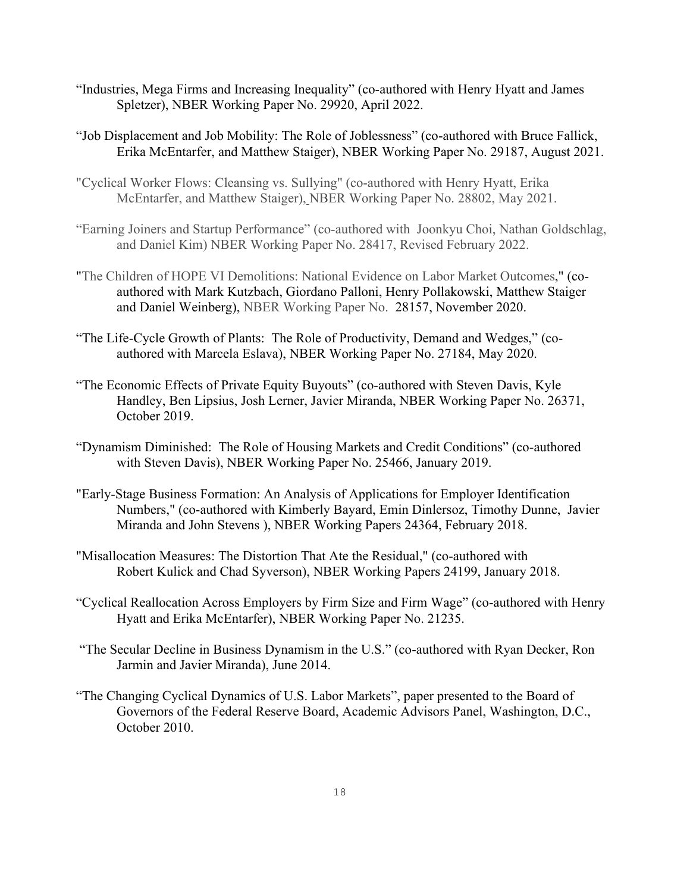"Industries, Mega Firms and Increasing Inequality" (co-authored with Henry Hyatt and James Spletzer), NBER Working Paper No. 29920, April 2022.

"Job Displacement and Job Mobility: The Role of Joblessness" (co-authored with Bruce Fallick, Erika McEntarfer, and Matthew Staiger), NBER Working Paper No. 29187, August 2021.

"Cyclical Worker Flows: Cleansing vs. Sullying" (co-authored with Henry Hyatt, Erika McEntarfer, and Matthew Staiger), NBER Working Paper No. 28802, May 2021.

"Earning Joiners and Startup Performance" (co-authored with Joonkyu Choi, Nathan Goldschlag, and Daniel Kim) NBER Working Paper No. 28417, Revised February 2022.

"The Children of HOPE VI Demolitions: National Evidence on Labor Market Outcomes," (co-authored with Mark Kutzbach, Giordano Palloni, Henry Pollakowski, Matthew Staiger and Daniel Weinberg), NBER Working Paper No. 28157, November 2020.

"The Life-Cycle Growth of Plants: The Role of Productivity, Demand and Wedges," (co-authored with Marcela Eslava), NBER Working Paper No. 27184, May 2020.

"The Economic Effects of Private Equity Buyouts" (co-authored with Steven Davis, Kyle Handley, Ben Lipsius, Josh Lerner, Javier Miranda, NBER Working Paper No. 26371, October 2019.

"Dynamism Diminished: The Role of Housing Markets and Credit Conditions" (co-authored with Steven Davis), NBER Working Paper No. 25466, January 2019.

"Early-Stage Business Formation: An Analysis of Applications for Employer Identification Numbers," (co-authored with Kimberly Bayard, Emin Dinlersoz, Timothy Dunne, Javier Miranda and John Stevens ), NBER Working Papers 24364, February 2018.

"Misallocation Measures: The Distortion That Ate the Residual," (co-authored with Robert Kulick and Chad Syverson), NBER Working Papers 24199, January 2018.

"Cyclical Reallocation Across Employers by Firm Size and Firm Wage" (co-authored with Henry Hyatt and Erika McEntarfer), NBER Working Paper No. 21235.

"The Secular Decline in Business Dynamism in the U.S." (co-authored with Ryan Decker, Ron Jarmin and Javier Miranda), June 2014.

"The Changing Cyclical Dynamics of U.S. Labor Markets", paper presented to the Board of Governors of the Federal Reserve Board, Academic Advisors Panel, Washington, D.C., October 2010.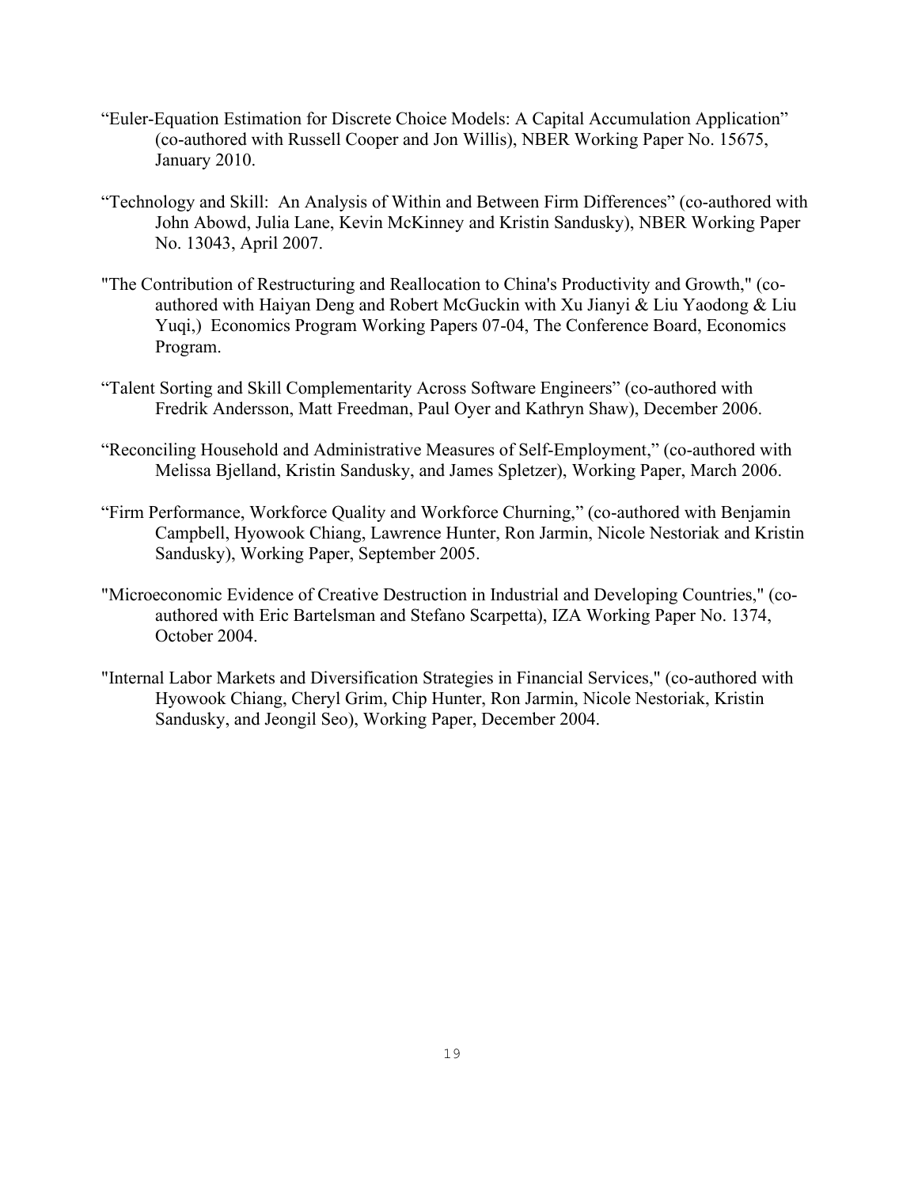“Euler-Equation Estimation for Discrete Choice Models: A Capital Accumulation Application” (co-authored with Russell Cooper and Jon Willis), NBER Working Paper No. 15675, January 2010.

“Technology and Skill: An Analysis of Within and Between Firm Differences” (co-authored with John Abowd, Julia Lane, Kevin McKinney and Kristin Sandusky), NBER Working Paper No. 13043, April 2007.

"The Contribution of Restructuring and Reallocation to China's Productivity and Growth," (co-authored with Haiyan Deng and Robert McGuckin with Xu Jianyi & Liu Yaodong & Liu Yuqi,) Economics Program Working Papers 07-04, The Conference Board, Economics Program.

“Talent Sorting and Skill Complementarity Across Software Engineers” (co-authored with Fredrik Andersson, Matt Freedman, Paul Oyer and Kathryn Shaw), December 2006.

“Reconciling Household and Administrative Measures of Self-Employment,” (co-authored with Melissa Bjelland, Kristin Sandusky, and James Spletzer), Working Paper, March 2006.

“Firm Performance, Workforce Quality and Workforce Churning,” (co-authored with Benjamin Campbell, Hyowook Chiang, Lawrence Hunter, Ron Jarmin, Nicole Nestoriak and Kristin Sandusky), Working Paper, September 2005.

"Microeconomic Evidence of Creative Destruction in Industrial and Developing Countries," (co-authored with Eric Bartelsman and Stefano Scarpetta), IZA Working Paper No. 1374, October 2004.

"Internal Labor Markets and Diversification Strategies in Financial Services," (co-authored with Hyowook Chiang, Cheryl Grim, Chip Hunter, Ron Jarmin, Nicole Nestoriak, Kristin Sandusky, and Jeongil Seo), Working Paper, December 2004.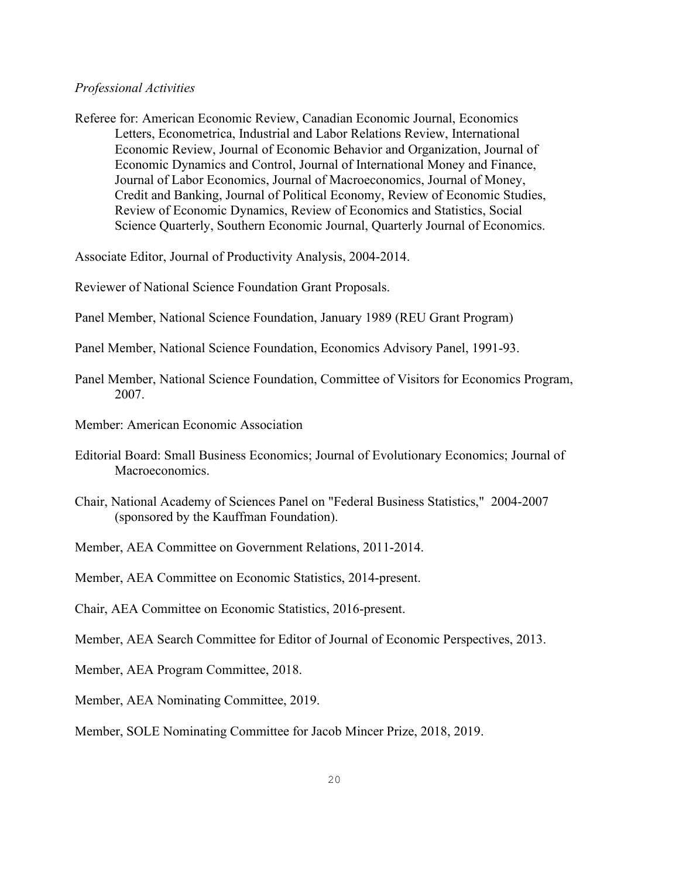*Professional Activities*

Referee for: American Economic Review, Canadian Economic Journal, Economics Letters, Econometrica, Industrial and Labor Relations Review, International Economic Review, Journal of Economic Behavior and Organization, Journal of Economic Dynamics and Control, Journal of International Money and Finance, Journal of Labor Economics, Journal of Macroeconomics, Journal of Money, Credit and Banking, Journal of Political Economy, Review of Economic Studies, Review of Economic Dynamics, Review of Economics and Statistics, Social Science Quarterly, Southern Economic Journal, Quarterly Journal of Economics.

Associate Editor, Journal of Productivity Analysis, 2004-2014.

Reviewer of National Science Foundation Grant Proposals.

Panel Member, National Science Foundation, January 1989 (REU Grant Program)

Panel Member, National Science Foundation, Economics Advisory Panel, 1991-93.

Panel Member, National Science Foundation, Committee of Visitors for Economics Program, 2007.

Member: American Economic Association

Editorial Board: Small Business Economics; Journal of Evolutionary Economics; Journal of Macroeconomics.

Chair, National Academy of Sciences Panel on "Federal Business Statistics," 2004-2007 (sponsored by the Kauffman Foundation).

Member, AEA Committee on Government Relations, 2011-2014.

Member, AEA Committee on Economic Statistics, 2014-present.

Chair, AEA Committee on Economic Statistics, 2016-present.

Member, AEA Search Committee for Editor of Journal of Economic Perspectives, 2013.

Member, AEA Program Committee, 2018.

Member, AEA Nominating Committee, 2019.

Member, SOLE Nominating Committee for Jacob Mincer Prize, 2018, 2019.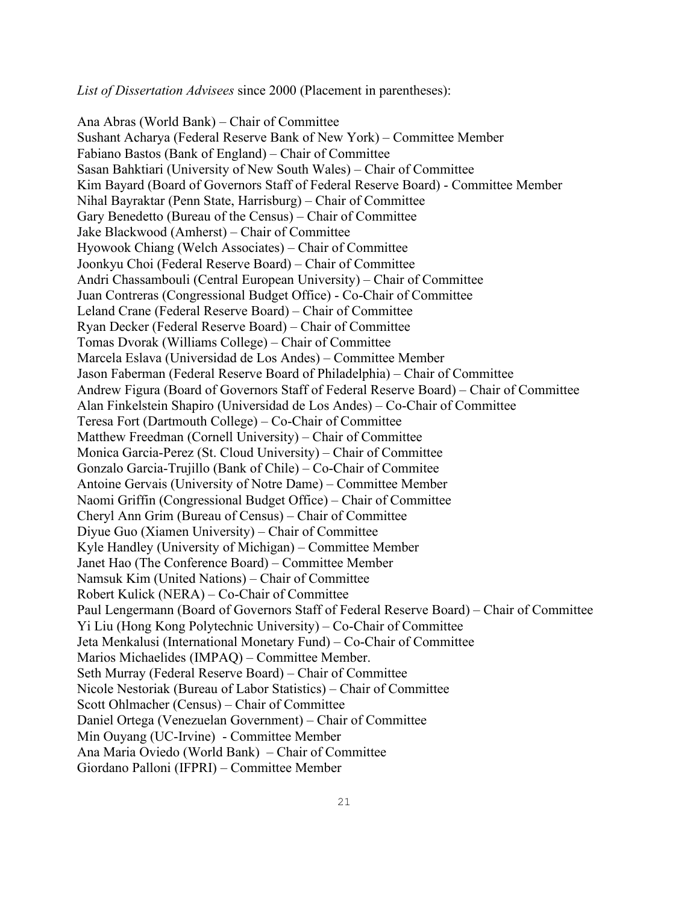*List of Dissertation Advisees* since 2000 (Placement in parentheses):

Ana Abras (World Bank) – Chair of Committee
Sushant Acharya (Federal Reserve Bank of New York) – Committee Member
Fabiano Bastos (Bank of England) – Chair of Committee
Sasan Bahktiari (University of New South Wales) – Chair of Committee
Kim Bayard (Board of Governors Staff of Federal Reserve Board) - Committee Member
Nihal Bayraktar (Penn State, Harrisburg) – Chair of Committee
Gary Benedetto (Bureau of the Census) – Chair of Committee
Jake Blackwood (Amherst) – Chair of Committee
Hyowook Chiang (Welch Associates) – Chair of Committee
Joonkyu Choi (Federal Reserve Board) – Chair of Committee
Andri Chassambouli (Central European University) – Chair of Committee
Juan Contreras (Congressional Budget Office) - Co-Chair of Committee
Leland Crane (Federal Reserve Board) – Chair of Committee
Ryan Decker (Federal Reserve Board) – Chair of Committee
Tomas Dvorak (Williams College) – Chair of Committee
Marcela Eslava (Universidad de Los Andes) – Committee Member
Jason Faberman (Federal Reserve Board of Philadelphia) – Chair of Committee
Andrew Figura (Board of Governors Staff of Federal Reserve Board) – Chair of Committee
Alan Finkelstein Shapiro (Universidad de Los Andes) – Co-Chair of Committee
Teresa Fort (Dartmouth College) – Co-Chair of Committee
Matthew Freedman (Cornell University) – Chair of Committee
Monica Garcia-Perez (St. Cloud University) – Chair of Committee
Gonzalo Garcia-Trujillo (Bank of Chile) – Co-Chair of Commitee
Antoine Gervais (University of Notre Dame) – Committee Member
Naomi Griffin (Congressional Budget Office) – Chair of Committee
Cheryl Ann Grim (Bureau of Census) – Chair of Committee
Diyue Guo (Xiamen University) – Chair of Committee
Kyle Handley (University of Michigan) – Committee Member
Janet Hao (The Conference Board) – Committee Member
Namsuk Kim (United Nations) – Chair of Committee
Robert Kulick (NERA) – Co-Chair of Committee
Paul Lengermann (Board of Governors Staff of Federal Reserve Board) – Chair of Committee
Yi Liu (Hong Kong Polytechnic University) – Co-Chair of Committee
Jeta Menkalusi (International Monetary Fund) – Co-Chair of Committee
Marios Michaelides (IMPAQ) – Committee Member.
Seth Murray (Federal Reserve Board) – Chair of Committee
Nicole Nestoriak (Bureau of Labor Statistics) – Chair of Committee
Scott Ohlmacher (Census) – Chair of Committee
Daniel Ortega (Venezuelan Government) – Chair of Committee
Min Ouyang (UC-Irvine) - Committee Member
Ana Maria Oviedo (World Bank) – Chair of Committee
Giordano Palloni (IFPRI) – Committee Member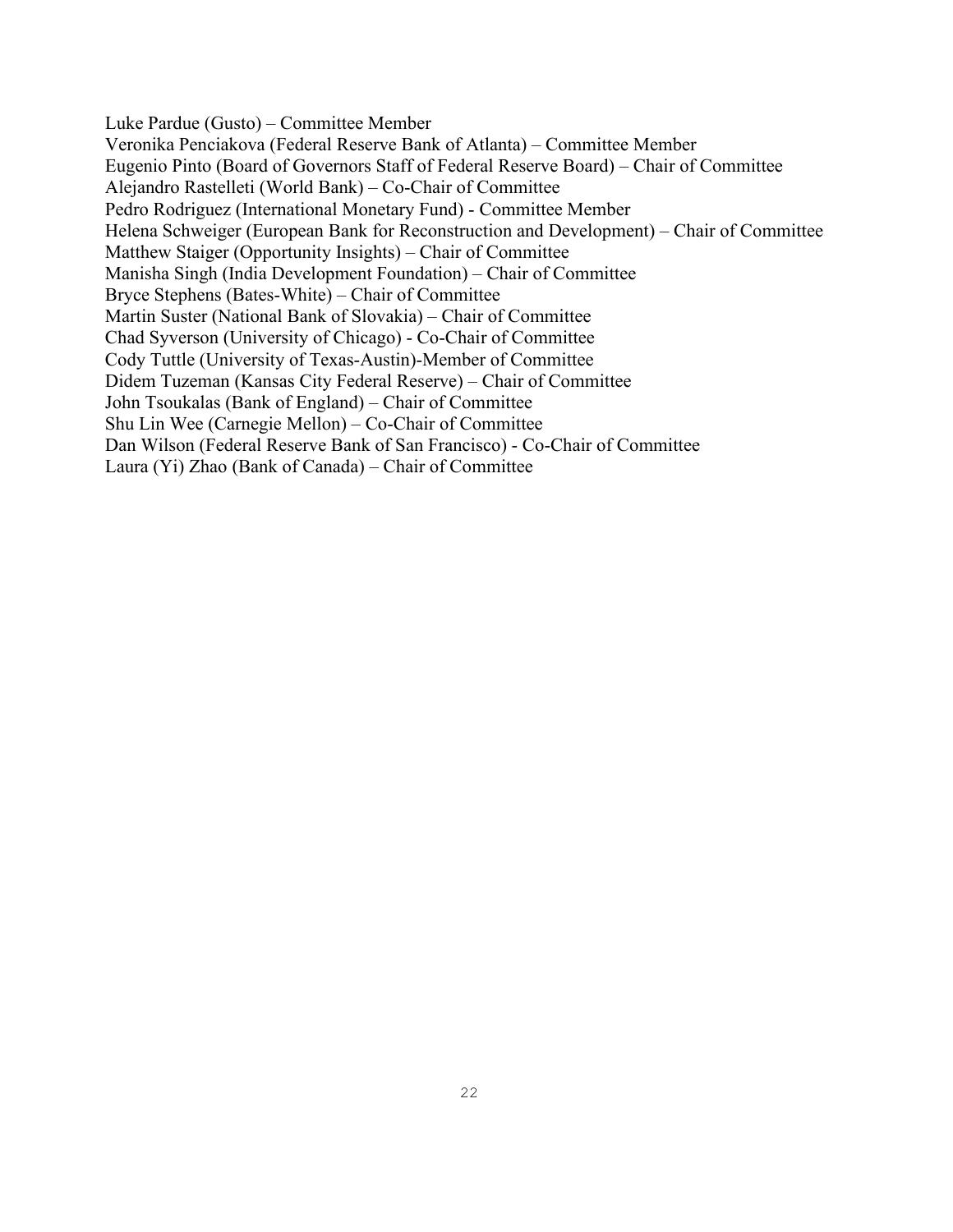Luke Pardue (Gusto) – Committee Member
Veronika Penciakova (Federal Reserve Bank of Atlanta) – Committee Member
Eugenio Pinto (Board of Governors Staff of Federal Reserve Board) – Chair of Committee
Alejandro Rastelleti (World Bank) – Co-Chair of Committee
Pedro Rodriguez (International Monetary Fund) - Committee Member
Helena Schweiger (European Bank for Reconstruction and Development) – Chair of Committee
Matthew Staiger (Opportunity Insights) – Chair of Committee
Manisha Singh (India Development Foundation) – Chair of Committee
Bryce Stephens (Bates-White) – Chair of Committee
Martin Suster (National Bank of Slovakia) – Chair of Committee
Chad Syverson (University of Chicago) - Co-Chair of Committee
Cody Tuttle (University of Texas-Austin)-Member of Committee
Didem Tuzeman (Kansas City Federal Reserve) – Chair of Committee
John Tsoukalas (Bank of England) – Chair of Committee
Shu Lin Wee (Carnegie Mellon) – Co-Chair of Committee
Dan Wilson (Federal Reserve Bank of San Francisco) - Co-Chair of Committee
Laura (Yi) Zhao (Bank of Canada) – Chair of Committee